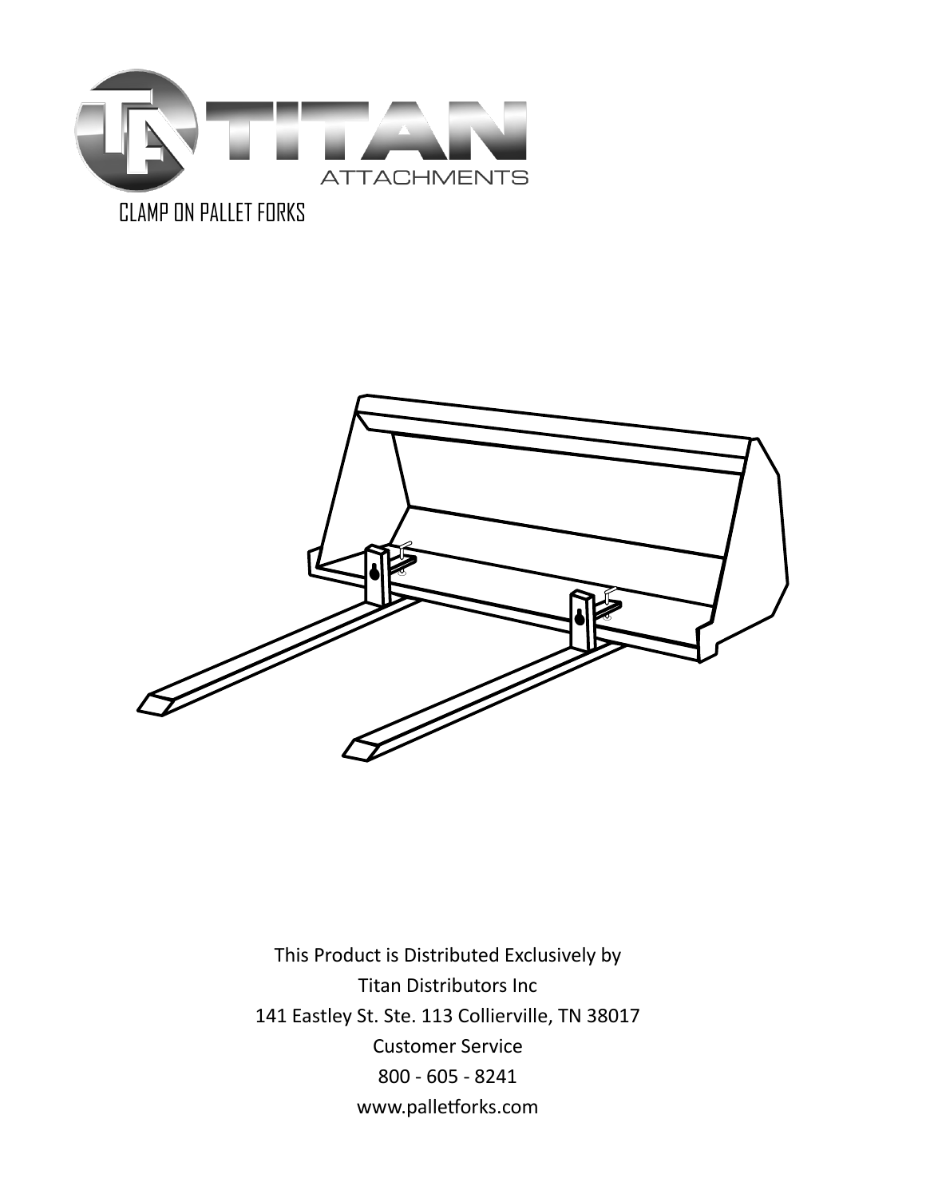# TITAN ATTACHMENTS

## CLAMP ON PALLET FORKS

This Product is Distributed Exclusively by

Titan Distributors Inc

141 Eastley St. Ste. 113 Collierville, TN 38017

Customer Service

800 - 605 - 8241

www.palletforks.com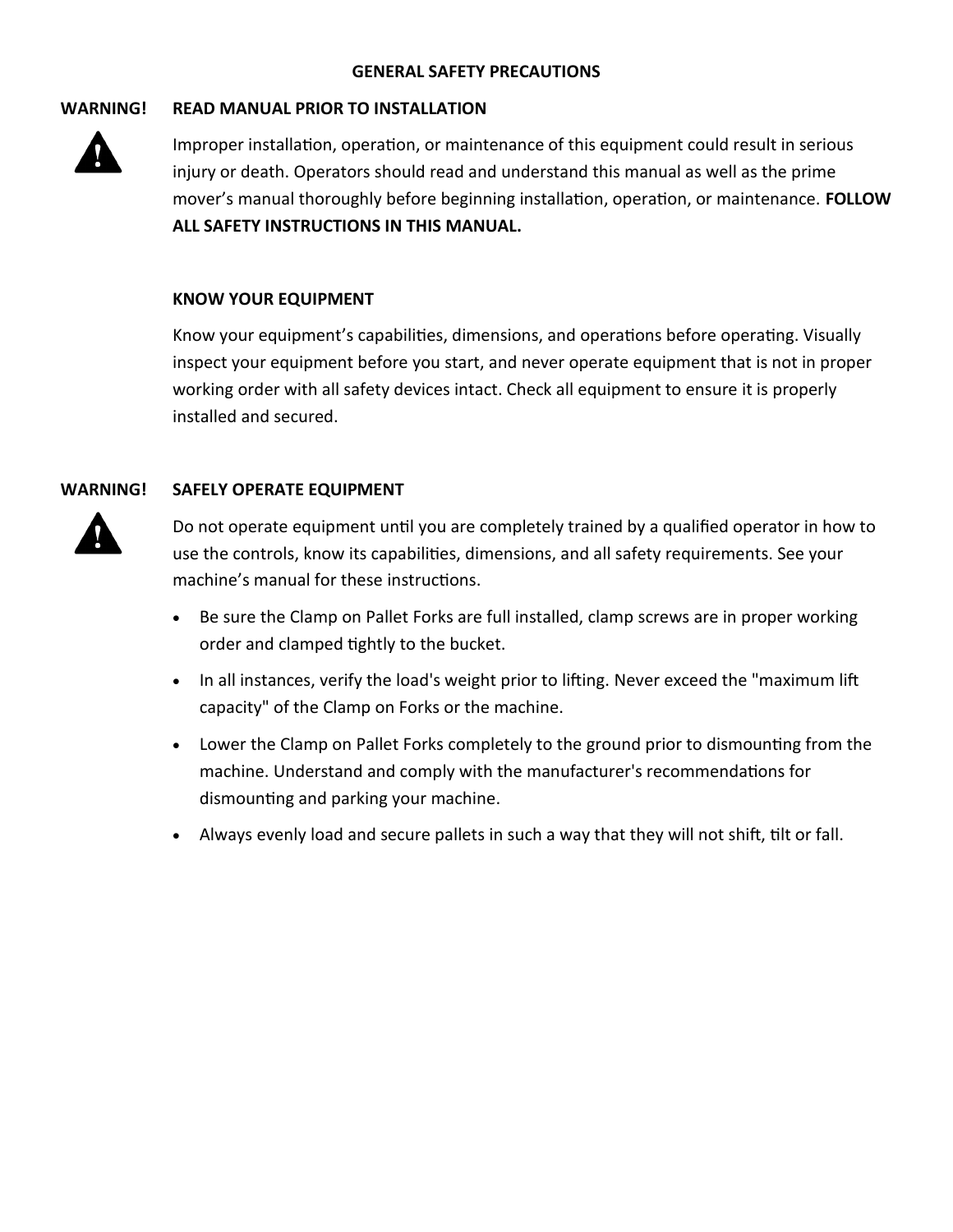# GENERAL SAFETY PRECAUTIONS

## WARNING! READ MANUAL PRIOR TO INSTALLATION

Improper installation, operation, or maintenance of this equipment could result in serious injury or death. Operators should read and understand this manual as well as the prime mover's manual thoroughly before beginning installation, operation, or maintenance. **FOLLOW ALL SAFETY INSTRUCTIONS IN THIS MANUAL.**

## KNOW YOUR EQUIPMENT

Know your equipment's capabilities, dimensions, and operations before operating. Visually inspect your equipment before you start, and never operate equipment that is not in proper working order with all safety devices intact. Check all equipment to ensure it is properly installed and secured.

## WARNING! SAFELY OPERATE EQUIPMENT

Do not operate equipment until you are completely trained by a qualified operator in how to use the controls, know its capabilities, dimensions, and all safety requirements. See your machine's manual for these instructions.

- Be sure the Clamp on Pallet Forks are full installed, clamp screws are in proper working order and clamped tightly to the bucket.
- In all instances, verify the load's weight prior to lifting. Never exceed the "maximum lift capacity" of the Clamp on Forks or the machine.
- Lower the Clamp on Pallet Forks completely to the ground prior to dismounting from the machine. Understand and comply with the manufacturer's recommendations for dismounting and parking your machine.
- Always evenly load and secure pallets in such a way that they will not shift, tilt or fall.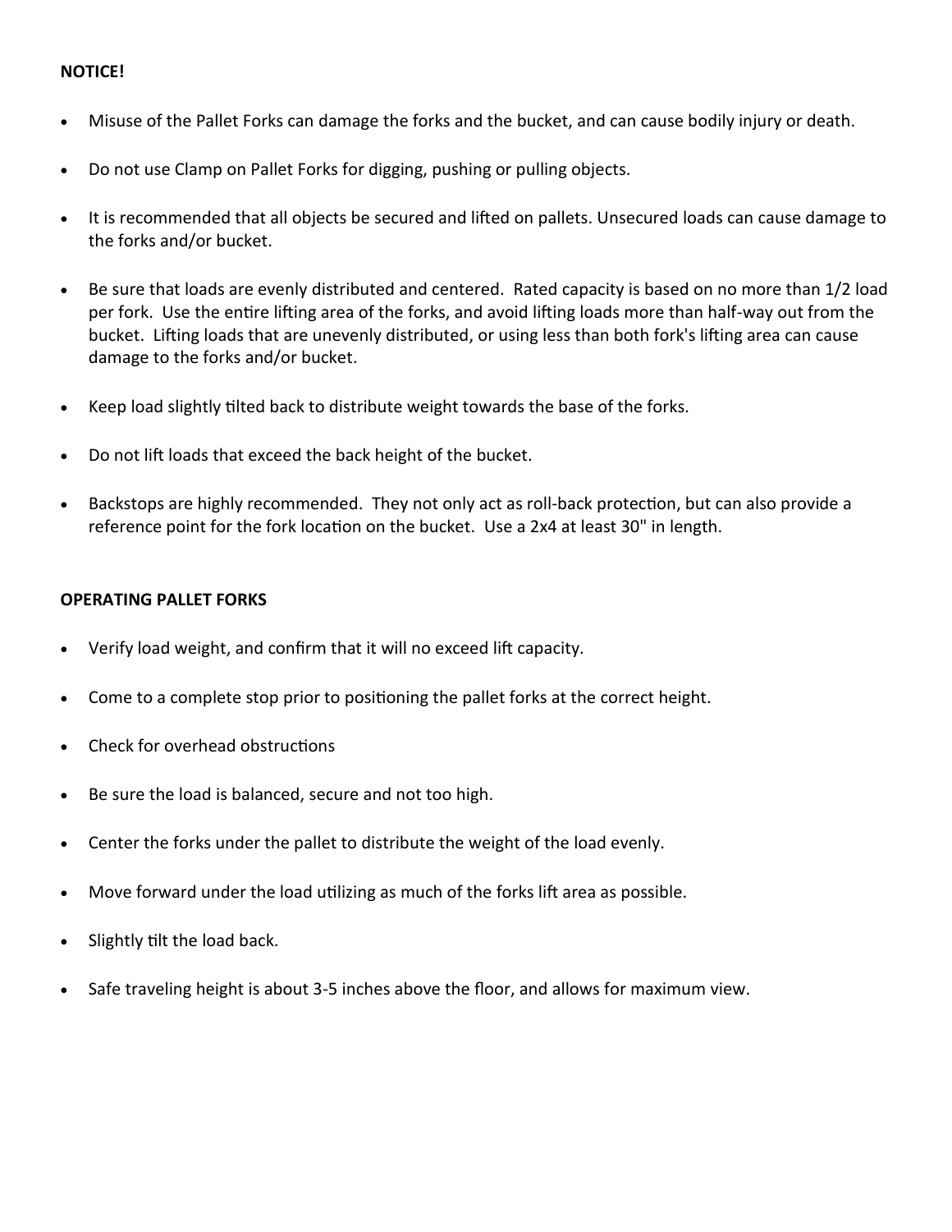**NOTICE!**

- Misuse of the Pallet Forks can damage the forks and the bucket, and can cause bodily injury or death.
- Do not use Clamp on Pallet Forks for digging, pushing or pulling objects.
- It is recommended that all objects be secured and lifted on pallets. Unsecured loads can cause damage to the forks and/or bucket.
- Be sure that loads are evenly distributed and centered. Rated capacity is based on no more than 1/2 load per fork. Use the entire lifting area of the forks, and avoid lifting loads more than half-way out from the bucket. Lifting loads that are unevenly distributed, or using less than both fork's lifting area can cause damage to the forks and/or bucket.
- Keep load slightly tilted back to distribute weight towards the base of the forks.
- Do not lift loads that exceed the back height of the bucket.
- Backstops are highly recommended. They not only act as roll-back protection, but can also provide a reference point for the fork location on the bucket. Use a 2x4 at least 30" in length.

**OPERATING PALLET FORKS**

- Verify load weight, and confirm that it will no exceed lift capacity.
- Come to a complete stop prior to positioning the pallet forks at the correct height.
- Check for overhead obstructions
- Be sure the load is balanced, secure and not too high.
- Center the forks under the pallet to distribute the weight of the load evenly.
- Move forward under the load utilizing as much of the forks lift area as possible.
- Slightly tilt the load back.
- Safe traveling height is about 3-5 inches above the floor, and allows for maximum view.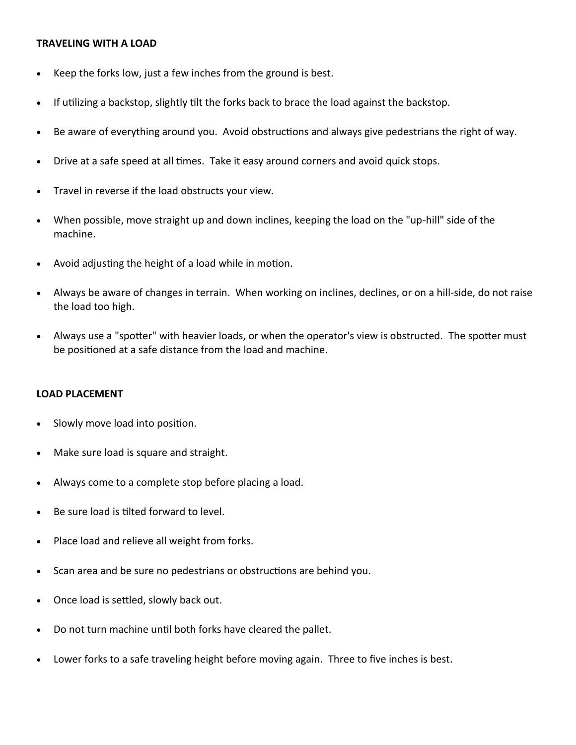**TRAVELING WITH A LOAD**

- Keep the forks low, just a few inches from the ground is best.
- If utilizing a backstop, slightly tilt the forks back to brace the load against the backstop.
- Be aware of everything around you. Avoid obstructions and always give pedestrians the right of way.
- Drive at a safe speed at all times. Take it easy around corners and avoid quick stops.
- Travel in reverse if the load obstructs your view.
- When possible, move straight up and down inclines, keeping the load on the "up-hill" side of the machine.
- Avoid adjusting the height of a load while in motion.
- Always be aware of changes in terrain. When working on inclines, declines, or on a hill-side, do not raise the load too high.
- Always use a "spotter" with heavier loads, or when the operator's view is obstructed. The spotter must be positioned at a safe distance from the load and machine.

**LOAD PLACEMENT**

- Slowly move load into position.
- Make sure load is square and straight.
- Always come to a complete stop before placing a load.
- Be sure load is tilted forward to level.
- Place load and relieve all weight from forks.
- Scan area and be sure no pedestrians or obstructions are behind you.
- Once load is settled, slowly back out.
- Do not turn machine until both forks have cleared the pallet.
- Lower forks to a safe traveling height before moving again. Three to five inches is best.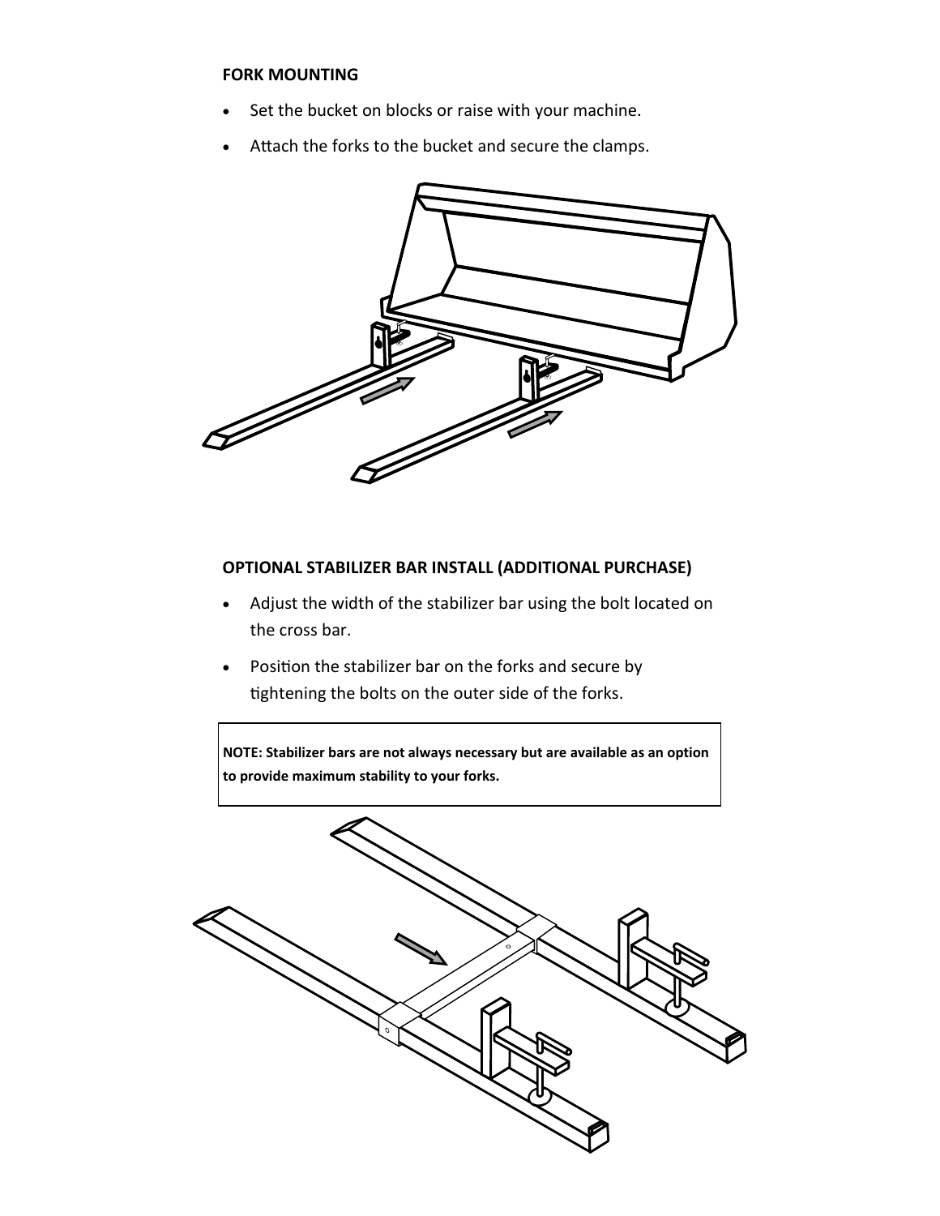**FORK MOUNTING**

- Set the bucket on blocks or raise with your machine.
- Attach the forks to the bucket and secure the clamps.

**OPTIONAL STABILIZER BAR INSTALL (ADDITIONAL PURCHASE)**

- Adjust the width of the stabilizer bar using the bolt located on the cross bar.
- Position the stabilizer bar on the forks and secure by tightening the bolts on the outer side of the forks.

**NOTE: Stabilizer bars are not always necessary but are available as an option to provide maximum stability to your forks.**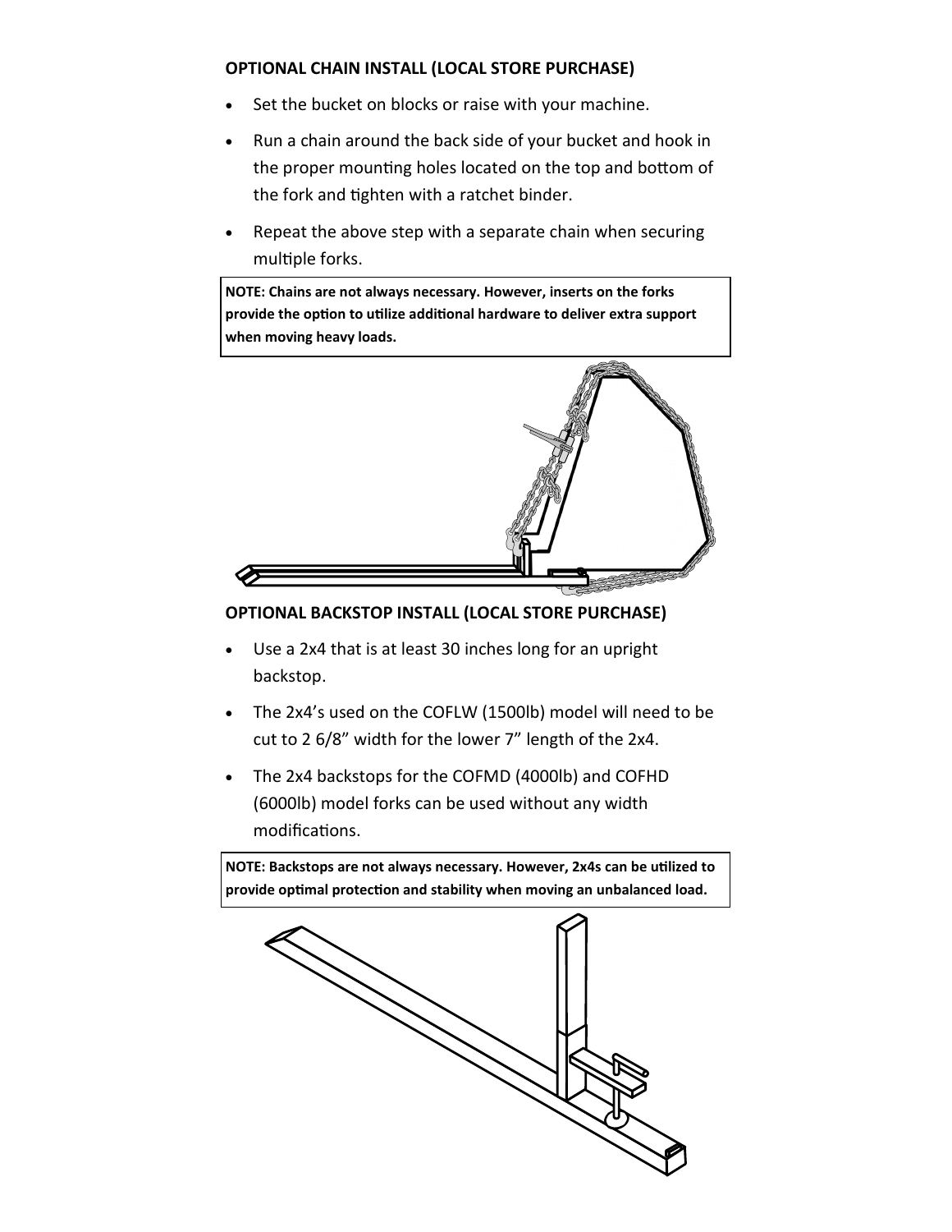**OPTIONAL CHAIN INSTALL (LOCAL STORE PURCHASE)**

- Set the bucket on blocks or raise with your machine.
- Run a chain around the back side of your bucket and hook in the proper mounting holes located on the top and bottom of the fork and tighten with a ratchet binder.
- Repeat the above step with a separate chain when securing multiple forks.

**NOTE: Chains are not always necessary. However, inserts on the forks provide the option to utilize additional hardware to deliver extra support when moving heavy loads.**

**OPTIONAL BACKSTOP INSTALL (LOCAL STORE PURCHASE)**

- Use a 2x4 that is at least 30 inches long for an upright backstop.
- The 2x4's used on the COFLW (1500lb) model will need to be cut to 2 6/8" width for the lower 7" length of the 2x4.
- The 2x4 backstops for the COFMD (4000lb) and COFHD (6000lb) model forks can be used without any width modifications.

**NOTE: Backstops are not always necessary. However, 2x4s can be utilized to provide optimal protection and stability when moving an unbalanced load.**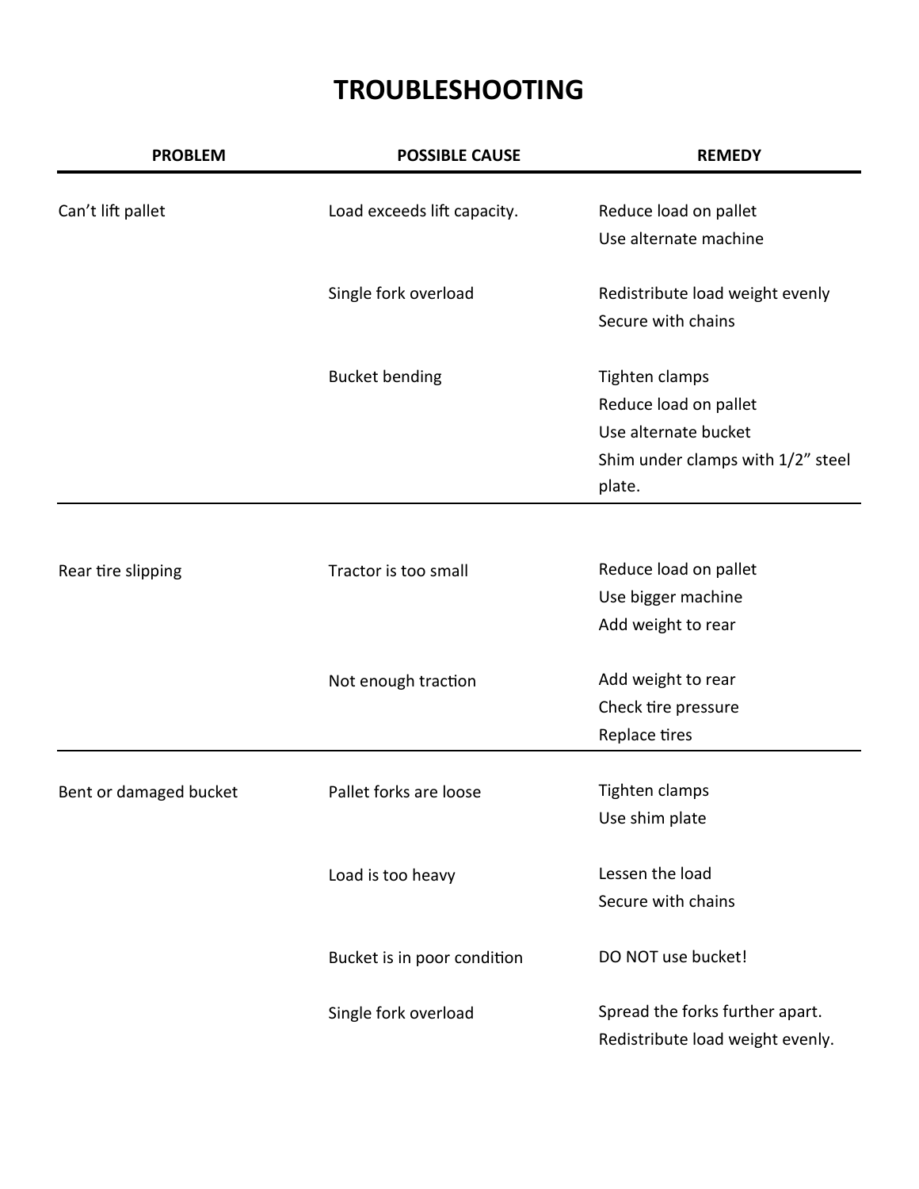# TROUBLESHOOTING

| PROBLEM | POSSIBLE CAUSE | REMEDY |
|---|---|---|
| Can't lift pallet | Load exceeds lift capacity. | Reduce load on pallet<br>Use alternate machine |
| | Single fork overload | Redistribute load weight evenly<br>Secure with chains |
| | Bucket bending | Tighten clamps<br>Reduce load on pallet<br>Use alternate bucket<br>Shim under clamps with 1/2" steel plate. |
| Rear tire slipping | Tractor is too small | Reduce load on pallet<br>Use bigger machine<br>Add weight to rear |
| | Not enough traction | Add weight to rear<br>Check tire pressure<br>Replace tires |
| Bent or damaged bucket | Pallet forks are loose | Tighten clamps<br>Use shim plate |
| | Load is too heavy | Lessen the load<br>Secure with chains |
| | Bucket is in poor condition | DO NOT use bucket! |
| | Single fork overload | Spread the forks further apart.<br>Redistribute load weight evenly. |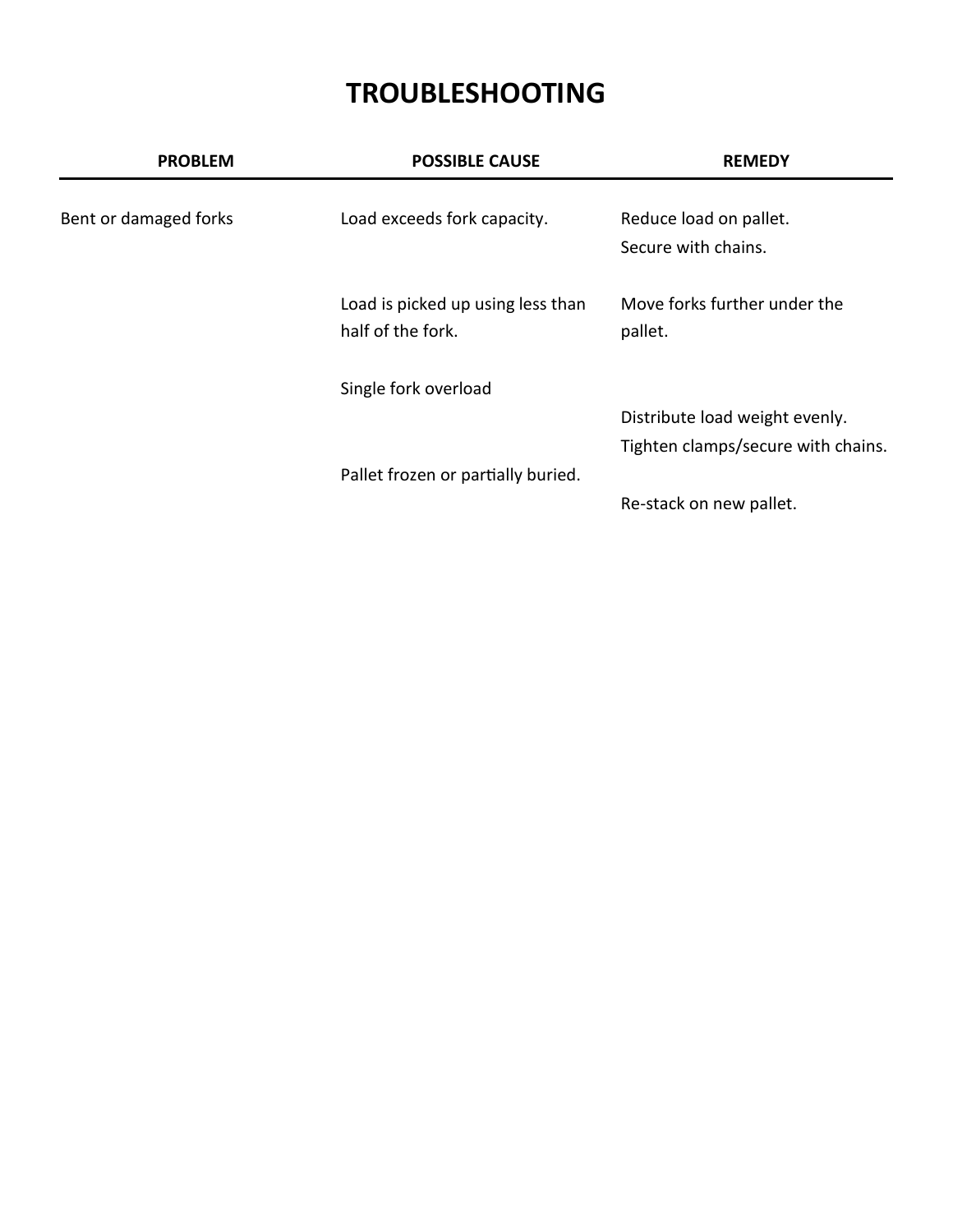# TROUBLESHOOTING

| PROBLEM | POSSIBLE CAUSE | REMEDY |
|---|---|---|
| Bent or damaged forks | Load exceeds fork capacity. | Reduce load on pallet.<br>Secure with chains. |
| | Load is picked up using less than half of the fork. | Move forks further under the pallet. |
| | Single fork overload | Distribute load weight evenly.<br>Tighten clamps/secure with chains. |
| | Pallet frozen or partially buried. | Re-stack on new pallet. |